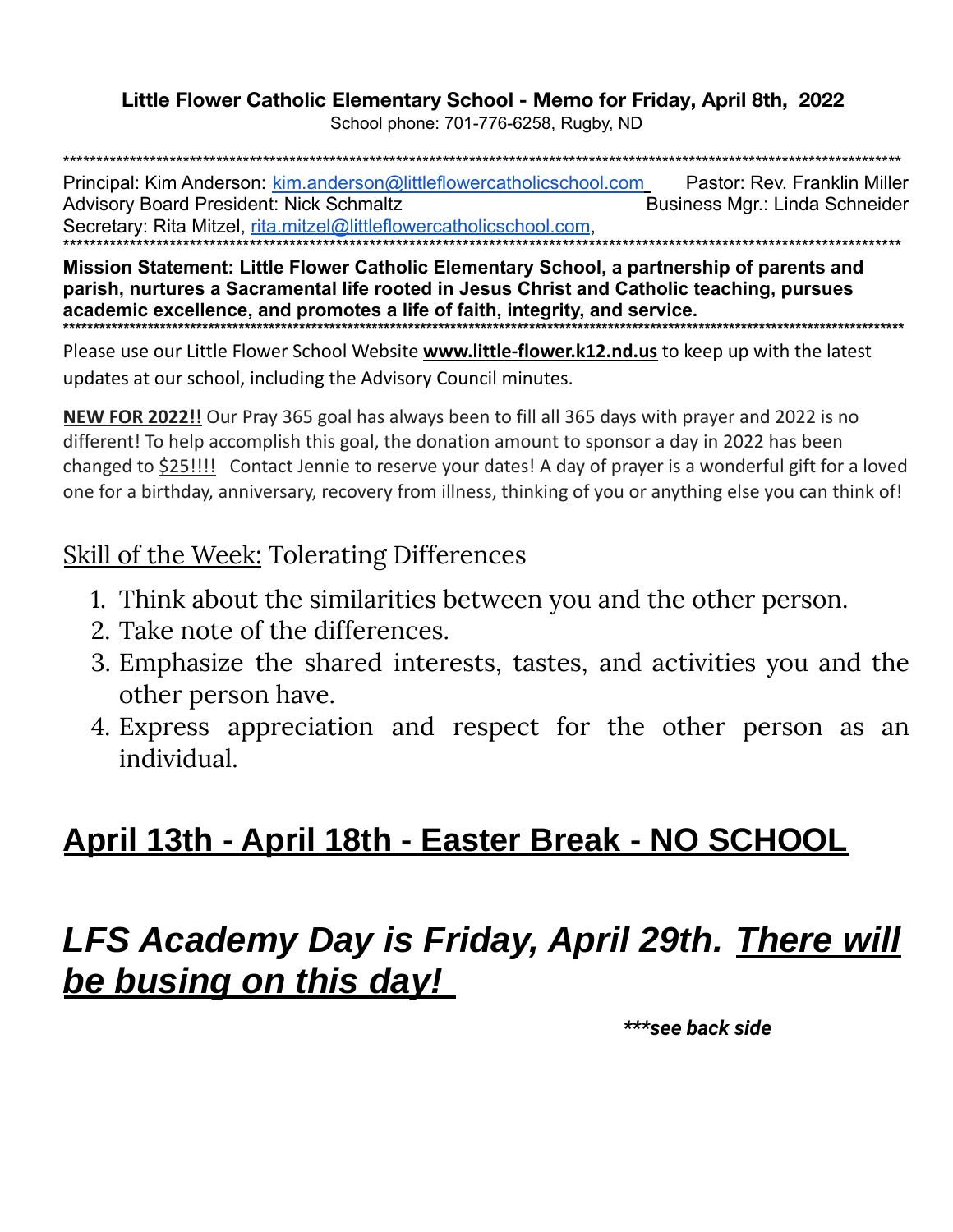**Little Flower Catholic Elementary School - Memo for Friday, April 8th, 2022**

School phone: 701-776-6258, Rugby, ND

*******************************************************************************************************************************

Principal: Kim Anderson: kim.anderson@littleflowercatholicschool.com Pastor: Rev. Franklin Miller

Advisory Board President: Nick Schmaltz Business Mgr.: Linda Schneider

Secretary: Rita Mitzel, rita.mitzel@littleflowercatholicschool.com,

*******************************************************************************************************************************

**Mission Statement: Little Flower Catholic Elementary School, a partnership of parents and parish, nurtures a Sacramental life rooted in Jesus Christ and Catholic teaching, pursues academic excellence, and promotes a life of faith, integrity, and service.**

*******************************************************************************************************************************

Please use our Little Flower School Website **www.little-flower.k12.nd.us** to keep up with the latest updates at our school, including the Advisory Council minutes.

**NEW FOR 2022!!** Our Pray 365 goal has always been to fill all 365 days with prayer and 2022 is no different! To help accomplish this goal, the donation amount to sponsor a day in 2022 has been changed to $25!!!! Contact Jennie to reserve your dates! A day of prayer is a wonderful gift for a loved one for a birthday, anniversary, recovery from illness, thinking of you or anything else you can think of!

## Skill of the Week: Tolerating Differences

1. Think about the similarities between you and the other person.
2. Take note of the differences.
3. Emphasize the shared interests, tastes, and activities you and the other person have.
4. Express appreciation and respect for the other person as an individual.

# April 13th - April 18th - Easter Break - NO SCHOOL

# *LFS Academy Day is Friday, April 29th. There will be busing on this day!*

***\*\*\*see back side***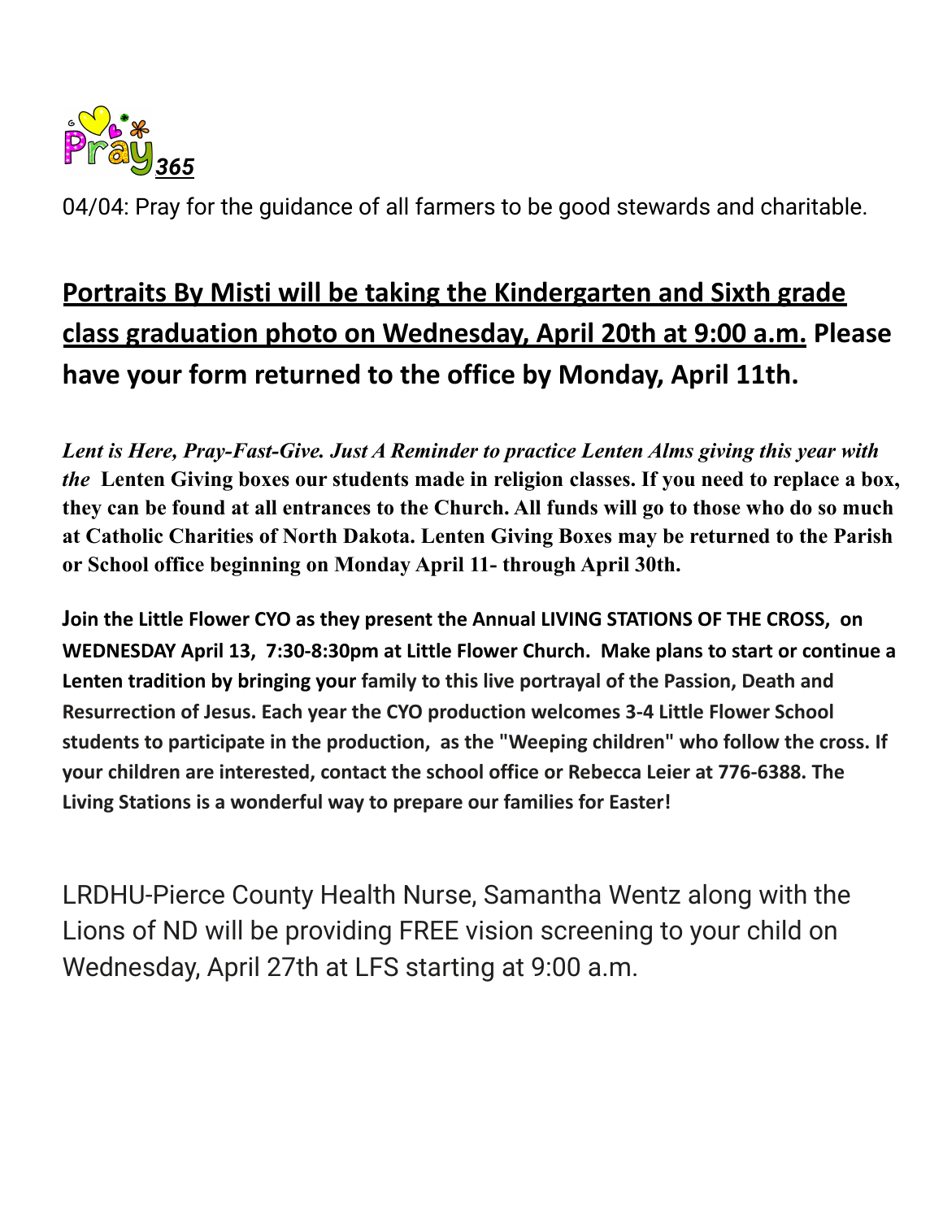Pray *365*

04/04: Pray for the guidance of all farmers to be good stewards and charitable.

**Portraits By Misti will be taking the Kindergarten and Sixth grade class graduation photo on Wednesday, April 20th at 9:00 a.m. Please have your form returned to the office by Monday, April 11th.**

***Lent is Here, Pray-Fast-Give. Just A Reminder to practice Lenten Alms giving this year with the*** **Lenten Giving boxes our students made in religion classes. If you need to replace a box, they can be found at all entrances to the Church. All funds will go to those who do so much at Catholic Charities of North Dakota. Lenten Giving Boxes may be returned to the Parish or School office beginning on Monday April 11- through April 30th.**

**Join the Little Flower CYO as they present the Annual LIVING STATIONS OF THE CROSS, on WEDNESDAY April 13, 7:30-8:30pm at Little Flower Church. Make plans to start or continue a Lenten tradition by bringing your family to this live portrayal of the Passion, Death and Resurrection of Jesus. Each year the CYO production welcomes 3-4 Little Flower School students to participate in the production, as the "Weeping children" who follow the cross. If your children are interested, contact the school office or Rebecca Leier at 776-6388. The Living Stations is a wonderful way to prepare our families for Easter!**

LRDHU-Pierce County Health Nurse, Samantha Wentz along with the Lions of ND will be providing FREE vision screening to your child on Wednesday, April 27th at LFS starting at 9:00 a.m.